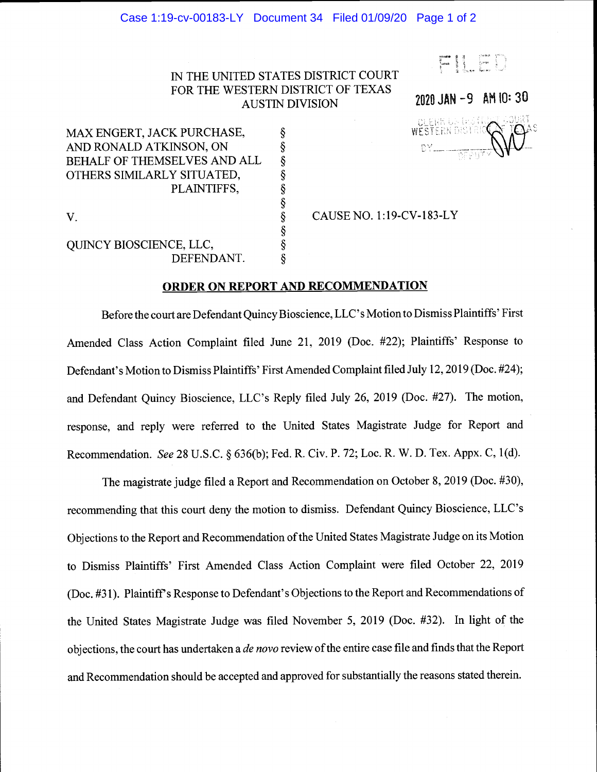IN THE UNITED STATES DISTRICT COURT
FOR THE WESTERN DISTRICT OF TEXAS
AUSTIN DIVISION

FILED

2020 JAN -9 AM 10: 30

CLERK US DISTRICT COURT
WESTERN DISTRICT OF TEXAS
BY \_\_\_\_\_\_\_\_ DEPUTY

MAX ENGERT, JACK PURCHASE, AND RONALD ATKINSON, ON BEHALF OF THEMSELVES AND ALL OTHERS SIMILARLY SITUATED,
PLAINTIFFS,

V.

QUINCY BIOSCIENCE, LLC,
DEFENDANT.

CAUSE NO. 1:19-CV-183-LY

**ORDER ON REPORT AND RECOMMENDATION**

Before the court are Defendant Quincy Bioscience, LLC's Motion to Dismiss Plaintiffs' First Amended Class Action Complaint filed June 21, 2019 (Doc. #22); Plaintiffs' Response to Defendant's Motion to Dismiss Plaintiffs' First Amended Complaint filed July 12, 2019 (Doc. #24); and Defendant Quincy Bioscience, LLC's Reply filed July 26, 2019 (Doc. #27). The motion, response, and reply were referred to the United States Magistrate Judge for Report and Recommendation. *See* 28 U.S.C. § 636(b); Fed. R. Civ. P. 72; Loc. R. W. D. Tex. Appx. C, 1(d).

The magistrate judge filed a Report and Recommendation on October 8, 2019 (Doc. #30), recommending that this court deny the motion to dismiss. Defendant Quincy Bioscience, LLC's Objections to the Report and Recommendation of the United States Magistrate Judge on its Motion to Dismiss Plaintiffs' First Amended Class Action Complaint were filed October 22, 2019 (Doc. #31). Plaintiff's Response to Defendant's Objections to the Report and Recommendations of the United States Magistrate Judge was filed November 5, 2019 (Doc. #32). In light of the objections, the court has undertaken a *de novo* review of the entire case file and finds that the Report and Recommendation should be accepted and approved for substantially the reasons stated therein.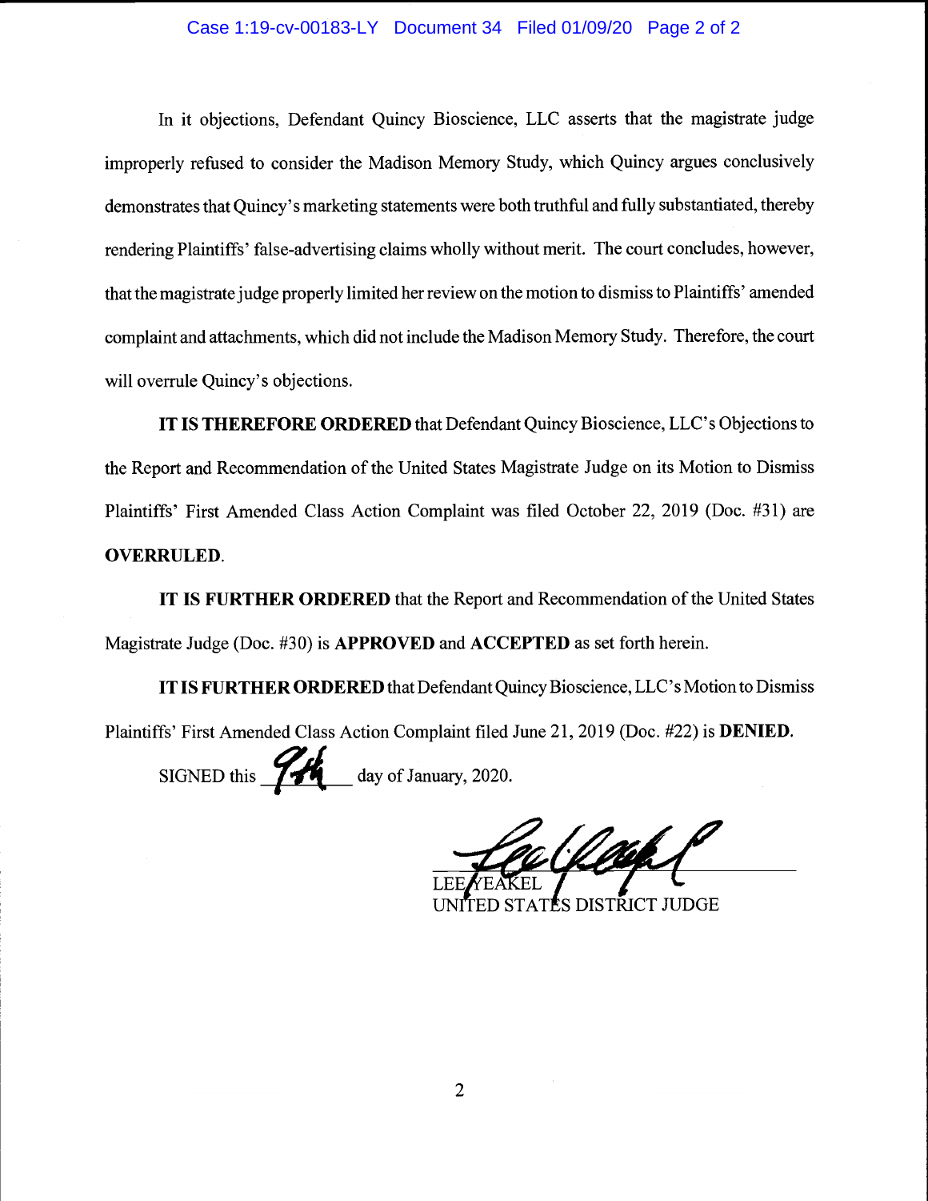In it objections, Defendant Quincy Bioscience, LLC asserts that the magistrate judge improperly refused to consider the Madison Memory Study, which Quincy argues conclusively demonstrates that Quincy's marketing statements were both truthful and fully substantiated, thereby rendering Plaintiffs' false-advertising claims wholly without merit. The court concludes, however, that the magistrate judge properly limited her review on the motion to dismiss to Plaintiffs' amended complaint and attachments, which did not include the Madison Memory Study. Therefore, the court will overrule Quincy's objections.

**IT IS THEREFORE ORDERED** that Defendant Quincy Bioscience, LLC's Objections to the Report and Recommendation of the United States Magistrate Judge on its Motion to Dismiss Plaintiffs' First Amended Class Action Complaint was filed October 22, 2019 (Doc. #31) are **OVERRULED**.

**IT IS FURTHER ORDERED** that the Report and Recommendation of the United States Magistrate Judge (Doc. #30) is **APPROVED** and **ACCEPTED** as set forth herein.

**IT IS FURTHER ORDERED** that Defendant Quincy Bioscience, LLC's Motion to Dismiss Plaintiffs' First Amended Class Action Complaint filed June 21, 2019 (Doc. #22) is **DENIED**.

SIGNED this 9th day of January, 2020.

LEE YEAKEL
UNITED STATES DISTRICT JUDGE